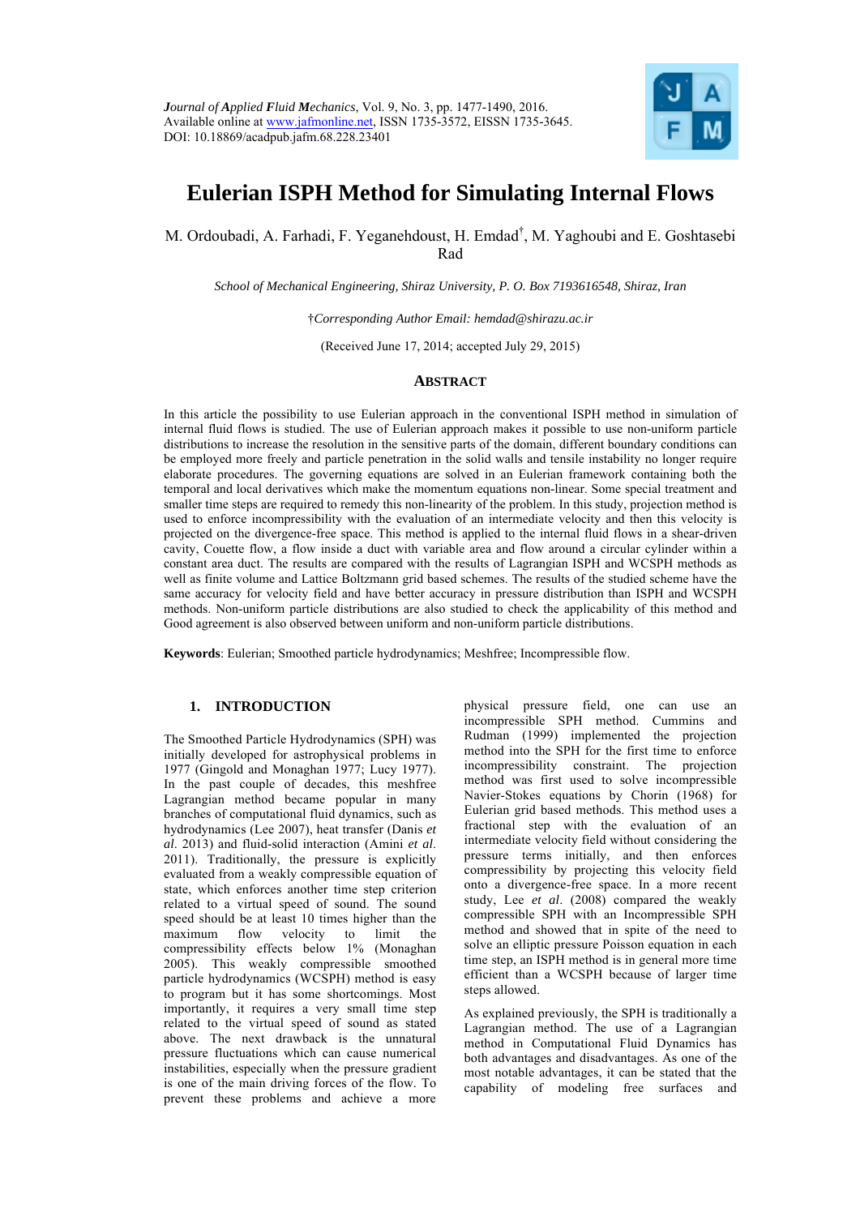*Journal of Applied Fluid Mechanics*, Vol. 9, No. 3, pp. 1477-1490, 2016.
Available online at www.jafmonline.net, ISSN 1735-3572, EISSN 1735-3645.
DOI: 10.18869/acadpub.jafm.68.228.23401

# Eulerian ISPH Method for Simulating Internal Flows

M. Ordoubadi, A. Farhadi, F. Yeganehdoust, H. Emdad[†], M. Yaghoubi and E. Goshtasebi Rad

*School of Mechanical Engineering, Shiraz University, P. O. Box 7193616548, Shiraz, Iran*

†*Corresponding Author Email: hemdad@shirazu.ac.ir*

(Received June 17, 2014; accepted July 29, 2015)

## ABSTRACT

In this article the possibility to use Eulerian approach in the conventional ISPH method in simulation of internal fluid flows is studied. The use of Eulerian approach makes it possible to use non-uniform particle distributions to increase the resolution in the sensitive parts of the domain, different boundary conditions can be employed more freely and particle penetration in the solid walls and tensile instability no longer require elaborate procedures. The governing equations are solved in an Eulerian framework containing both the temporal and local derivatives which make the momentum equations non-linear. Some special treatment and smaller time steps are required to remedy this non-linearity of the problem. In this study, projection method is used to enforce incompressibility with the evaluation of an intermediate velocity and then this velocity is projected on the divergence-free space. This method is applied to the internal fluid flows in a shear-driven cavity, Couette flow, a flow inside a duct with variable area and flow around a circular cylinder within a constant area duct. The results are compared with the results of Lagrangian ISPH and WCSPH methods as well as finite volume and Lattice Boltzmann grid based schemes. The results of the studied scheme have the same accuracy for velocity field and have better accuracy in pressure distribution than ISPH and WCSPH methods. Non-uniform particle distributions are also studied to check the applicability of this method and Good agreement is also observed between uniform and non-uniform particle distributions.

**Keywords**: Eulerian; Smoothed particle hydrodynamics; Meshfree; Incompressible flow.

## 1. INTRODUCTION

The Smoothed Particle Hydrodynamics (SPH) was initially developed for astrophysical problems in 1977 (Gingold and Monaghan 1977; Lucy 1977). In the past couple of decades, this meshfree Lagrangian method became popular in many branches of computational fluid dynamics, such as hydrodynamics (Lee 2007), heat transfer (Danis *et al*. 2013) and fluid-solid interaction (Amini *et al*. 2011). Traditionally, the pressure is explicitly evaluated from a weakly compressible equation of state, which enforces another time step criterion related to a virtual speed of sound. The sound speed should be at least 10 times higher than the maximum flow velocity to limit the compressibility effects below 1% (Monaghan 2005). This weakly compressible smoothed particle hydrodynamics (WCSPH) method is easy to program but it has some shortcomings. Most importantly, it requires a very small time step related to the virtual speed of sound as stated above. The next drawback is the unnatural pressure fluctuations which can cause numerical instabilities, especially when the pressure gradient is one of the main driving forces of the flow. To prevent these problems and achieve a more physical pressure field, one can use an incompressible SPH method. Cummins and Rudman (1999) implemented the projection method into the SPH for the first time to enforce incompressibility constraint. The projection method was first used to solve incompressible Navier-Stokes equations by Chorin (1968) for Eulerian grid based methods. This method uses a fractional step with the evaluation of an intermediate velocity field without considering the pressure terms initially, and then enforces compressibility by projecting this velocity field onto a divergence-free space. In a more recent study, Lee *et al*. (2008) compared the weakly compressible SPH with an Incompressible SPH method and showed that in spite of the need to solve an elliptic pressure Poisson equation in each time step, an ISPH method is in general more time efficient than a WCSPH because of larger time steps allowed.

As explained previously, the SPH is traditionally a Lagrangian method. The use of a Lagrangian method in Computational Fluid Dynamics has both advantages and disadvantages. As one of the most notable advantages, it can be stated that the capability of modeling free surfaces and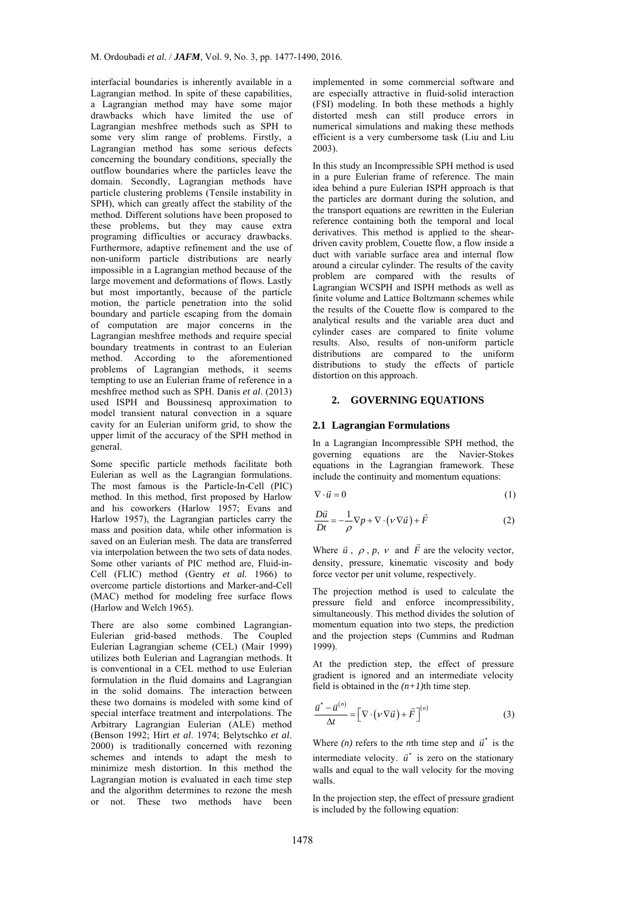interfacial boundaries is inherently available in a Lagrangian method. In spite of these capabilities, a Lagrangian method may have some major drawbacks which have limited the use of Lagrangian meshfree methods such as SPH to some very slim range of problems. Firstly, a Lagrangian method has some serious defects concerning the boundary conditions, specially the outflow boundaries where the particles leave the domain. Secondly, Lagrangian methods have particle clustering problems (Tensile instability in SPH), which can greatly affect the stability of the method. Different solutions have been proposed to these problems, but they may cause extra programing difficulties or accuracy drawbacks. Furthermore, adaptive refinement and the use of non-uniform particle distributions are nearly impossible in a Lagrangian method because of the large movement and deformations of flows. Lastly but most importantly, because of the particle motion, the particle penetration into the solid boundary and particle escaping from the domain of computation are major concerns in the Lagrangian meshfree methods and require special boundary treatments in contrast to an Eulerian method. According to the aforementioned problems of Lagrangian methods, it seems tempting to use an Eulerian frame of reference in a meshfree method such as SPH. Danis *et al*. (2013) used ISPH and Boussinesq approximation to model transient natural convection in a square cavity for an Eulerian uniform grid, to show the upper limit of the accuracy of the SPH method in general.

Some specific particle methods facilitate both Eulerian as well as the Lagrangian formulations. The most famous is the Particle-In-Cell (PIC) method. In this method, first proposed by Harlow and his coworkers (Harlow 1957; Evans and Harlow 1957), the Lagrangian particles carry the mass and position data, while other information is saved on an Eulerian mesh. The data are transferred via interpolation between the two sets of data nodes. Some other variants of PIC method are, Fluid-in-Cell (FLIC) method (Gentry *et al.* 1966) to overcome particle distortions and Marker-and-Cell (MAC) method for modeling free surface flows (Harlow and Welch 1965).

There are also some combined Lagrangian-Eulerian grid-based methods. The Coupled Eulerian Lagrangian scheme (CEL) (Mair 1999) utilizes both Eulerian and Lagrangian methods. It is conventional in a CEL method to use Eulerian formulation in the fluid domains and Lagrangian in the solid domains. The interaction between these two domains is modeled with some kind of special interface treatment and interpolations. The Arbitrary Lagrangian Eulerian (ALE) method (Benson 1992; Hirt *et al*. 1974; Belytschko *et al*. 2000) is traditionally concerned with rezoning schemes and intends to adapt the mesh to minimize mesh distortion. In this method the Lagrangian motion is evaluated in each time step and the algorithm determines to rezone the mesh or not. These two methods have been implemented in some commercial software and are especially attractive in fluid-solid interaction (FSI) modeling. In both these methods a highly distorted mesh can still produce errors in numerical simulations and making these methods efficient is a very cumbersome task (Liu and Liu 2003).

In this study an Incompressible SPH method is used in a pure Eulerian frame of reference. The main idea behind a pure Eulerian ISPH approach is that the particles are dormant during the solution, and the transport equations are rewritten in the Eulerian reference containing both the temporal and local derivatives. This method is applied to the shear-driven cavity problem, Couette flow, a flow inside a duct with variable surface area and internal flow around a circular cylinder. The results of the cavity problem are compared with the results of Lagrangian WCSPH and ISPH methods as well as finite volume and Lattice Boltzmann schemes while the results of the Couette flow is compared to the analytical results and the variable area duct and cylinder cases are compared to finite volume results. Also, results of non-uniform particle distributions are compared to the uniform distributions to study the effects of particle distortion on this approach.

## 2. GOVERNING EQUATIONS

### 2.1 Lagrangian Formulations

In a Lagrangian Incompressible SPH method, the governing equations are the Navier-Stokes equations in the Lagrangian framework. These include the continuity and momentum equations:

$$\nabla \cdot \vec{u} = 0 \tag{1}$$

$$\frac{D\vec{u}}{Dt} = -\frac{1}{\rho}\nabla p + \nabla \cdot \left(\nu \nabla \vec{u}\right) + \vec{F} \tag{2}$$

Where $\vec{u}$, $\rho$, $p$, $\nu$ and $\vec{F}$ are the velocity vector, density, pressure, kinematic viscosity and body force vector per unit volume, respectively.

The projection method is used to calculate the pressure field and enforce incompressibility, simultaneously. This method divides the solution of momentum equation into two steps, the prediction and the projection steps (Cummins and Rudman 1999).

At the prediction step, the effect of pressure gradient is ignored and an intermediate velocity field is obtained in the *(n+1)*th time step.

$$\frac{\vec{u}^* - \vec{u}^{(n)}}{\Delta t} = \left[\nabla \cdot \left(\nu \nabla \vec{u}\right) + \vec{F}\right]^{(n)} \tag{3}$$

Where *(n)* refers to the *n*th time step and $\vec{u}^*$ is the intermediate velocity. $\vec{u}^*$ is zero on the stationary walls and equal to the wall velocity for the moving walls.

In the projection step, the effect of pressure gradient is included by the following equation: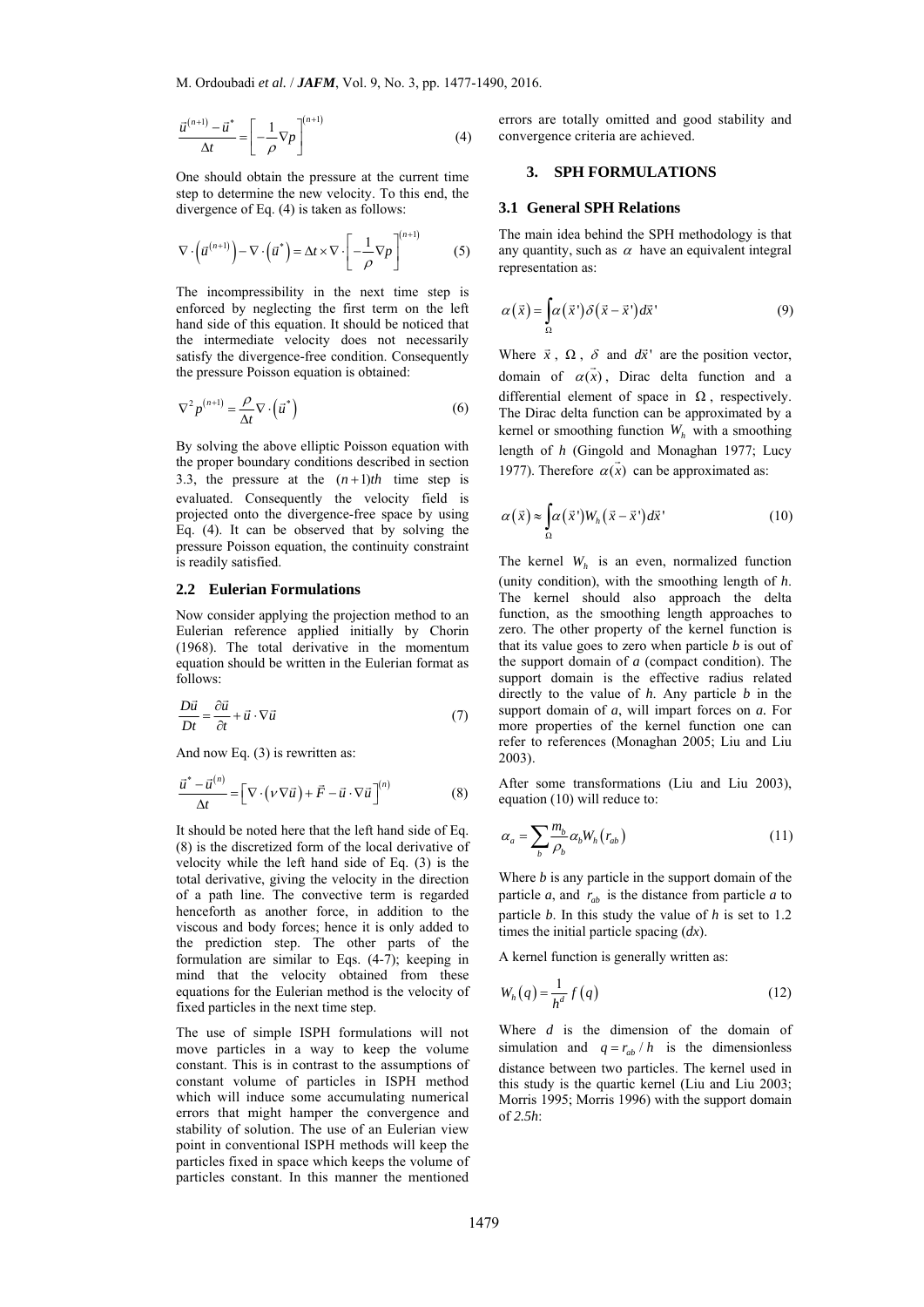$$\frac{\vec{u}^{(n+1)} - \vec{u}^{*}}{\Delta t} = \left[ -\frac{1}{\rho} \nabla p \right]^{(n+1)} \tag{4}$$

One should obtain the pressure at the current time step to determine the new velocity. To this end, the divergence of Eq. (4) is taken as follows:

$$\nabla \cdot \left( \vec{u}^{(n+1)} \right) - \nabla \cdot \left( \vec{u}^{*} \right) = \Delta t \times \nabla \cdot \left[ -\frac{1}{\rho} \nabla p \right]^{(n+1)} \tag{5}$$

The incompressibility in the next time step is enforced by neglecting the first term on the left hand side of this equation. It should be noticed that the intermediate velocity does not necessarily satisfy the divergence-free condition. Consequently the pressure Poisson equation is obtained:

$$\nabla^2 p^{(n+1)} = \frac{\rho}{\Delta t} \nabla \cdot \left( \vec{u}^{*} \right) \tag{6}$$

By solving the above elliptic Poisson equation with the proper boundary conditions described in section 3.3, the pressure at the $(n+1)th$ time step is evaluated. Consequently the velocity field is projected onto the divergence-free space by using Eq. (4). It can be observed that by solving the pressure Poisson equation, the continuity constraint is readily satisfied.

## 2.2 Eulerian Formulations

Now consider applying the projection method to an Eulerian reference applied initially by Chorin (1968). The total derivative in the momentum equation should be written in the Eulerian format as follows:

$$\frac{D\vec{u}}{Dt} = \frac{\partial \vec{u}}{\partial t} + \vec{u} \cdot \nabla \vec{u} \tag{7}$$

And now Eq. (3) is rewritten as:

$$\frac{\vec{u}^{*} - \vec{u}^{(n)}}{\Delta t} = \left[ \nabla \cdot \left( \nu \nabla \vec{u} \right) + \vec{F} - \vec{u} \cdot \nabla \vec{u} \right]^{(n)} \tag{8}$$

It should be noted here that the left hand side of Eq. (8) is the discretized form of the local derivative of velocity while the left hand side of Eq. (3) is the total derivative, giving the velocity in the direction of a path line. The convective term is regarded henceforth as another force, in addition to the viscous and body forces; hence it is only added to the prediction step. The other parts of the formulation are similar to Eqs. (4-7); keeping in mind that the velocity obtained from these equations for the Eulerian method is the velocity of fixed particles in the next time step.

The use of simple ISPH formulations will not move particles in a way to keep the volume constant. This is in contrast to the assumptions of constant volume of particles in ISPH method which will induce some accumulating numerical errors that might hamper the convergence and stability of solution. The use of an Eulerian view point in conventional ISPH methods will keep the particles fixed in space which keeps the volume of particles constant. In this manner the mentioned errors are totally omitted and good stability and convergence criteria are achieved.

# 3. SPH FORMULATIONS

## 3.1 General SPH Relations

The main idea behind the SPH methodology is that any quantity, such as $\alpha$ have an equivalent integral representation as:

$$\alpha\left(\vec{x}\right) = \int_{\Omega} \alpha\left(\vec{x}'\right) \delta\left(\vec{x} - \vec{x}'\right) d\vec{x}' \tag{9}$$

Where $\vec{x}$, $\Omega$, $\delta$ and $d\vec{x}'$ are the position vector, domain of $\alpha(\vec{x})$, Dirac delta function and a differential element of space in $\Omega$, respectively. The Dirac delta function can be approximated by a kernel or smoothing function $W_h$ with a smoothing length of $h$ (Gingold and Monaghan 1977; Lucy 1977). Therefore $\alpha(\vec{x})$ can be approximated as:

$$\alpha\left(\vec{x}\right) \approx \int_{\Omega} \alpha\left(\vec{x}'\right) W_h\left(\vec{x} - \vec{x}'\right) d\vec{x}' \tag{10}$$

The kernel $W_h$ is an even, normalized function (unity condition), with the smoothing length of *h*. The kernel should also approach the delta function, as the smoothing length approaches to zero. The other property of the kernel function is that its value goes to zero when particle *b* is out of the support domain of *a* (compact condition). The support domain is the effective radius related directly to the value of *h*. Any particle *b* in the support domain of *a*, will impart forces on *a*. For more properties of the kernel function one can refer to references (Monaghan 2005; Liu and Liu 2003).

After some transformations (Liu and Liu 2003), equation (10) will reduce to:

$$\alpha_a = \sum_b \frac{m_b}{\rho_b} \alpha_b W_h\left(r_{ab}\right) \tag{11}$$

Where *b* is any particle in the support domain of the particle *a*, and $r_{ab}$ is the distance from particle *a* to particle *b*. In this study the value of *h* is set to 1.2 times the initial particle spacing (*dx*).

A kernel function is generally written as:

$$W_h\left(q\right) = \frac{1}{h^d} f\left(q\right) \tag{12}$$

Where $d$ is the dimension of the domain of simulation and $q = r_{ab}/h$ is the dimensionless distance between two particles. The kernel used in this study is the quartic kernel (Liu and Liu 2003; Morris 1995; Morris 1996) with the support domain of *2.5h*: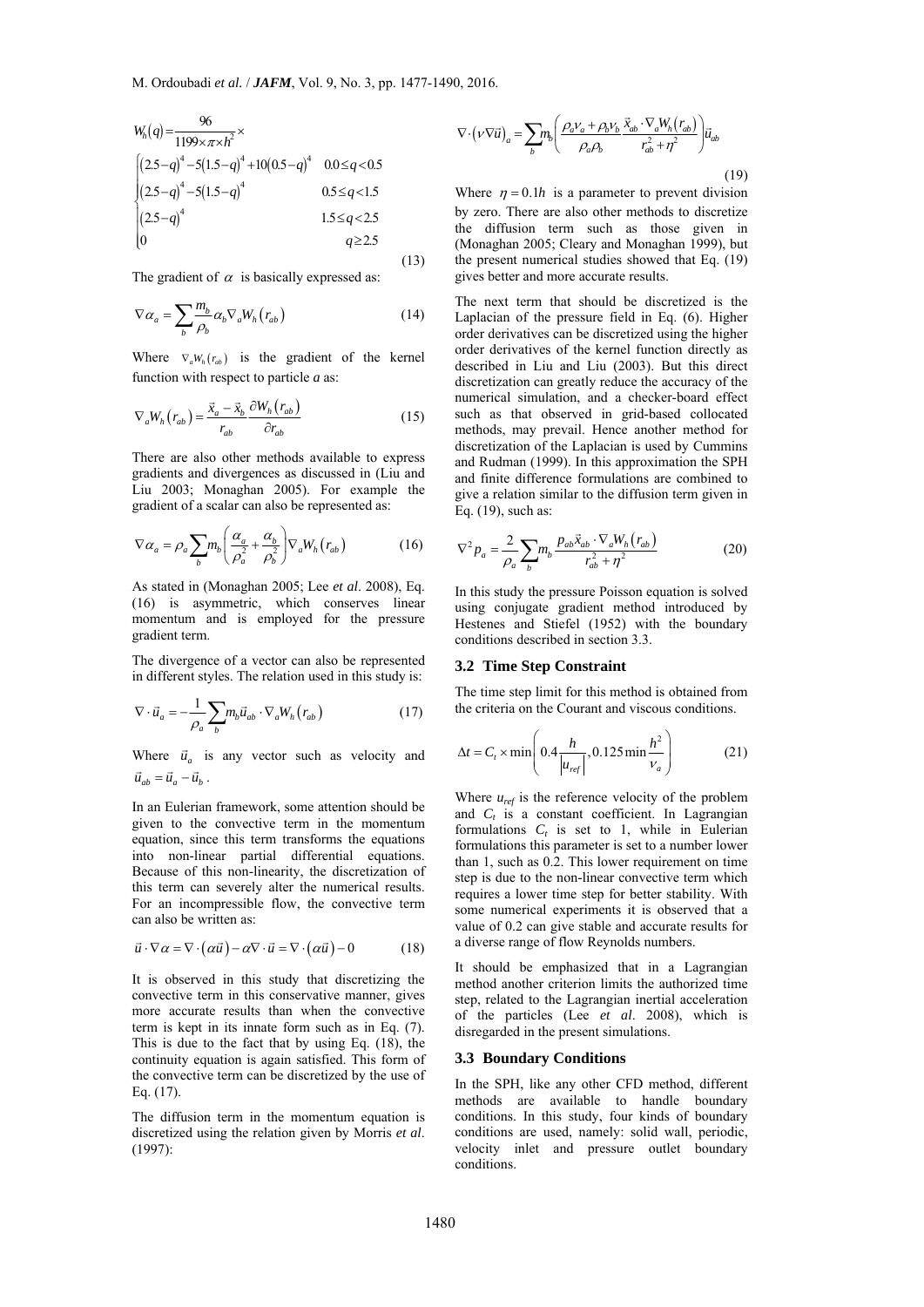$$W_h(q) = \frac{96}{1199 \times \pi \times h^2} \times \begin{cases} (2.5-q)^4 - 5(1.5-q)^4 + 10(0.5-q)^4 & 0.0 \le q < 0.5 \\ (2.5-q)^4 - 5(1.5-q)^4 & 0.5 \le q < 1.5 \\ (2.5-q)^4 & 1.5 \le q < 2.5 \\ 0 & q \ge 2.5 \end{cases} \tag{13}$$

The gradient of $\alpha$ is basically expressed as:

$$\nabla \alpha_a = \sum_b \frac{m_b}{\rho_b} \alpha_b \nabla_a W_h(r_{ab}) \tag{14}$$

Where $\nabla_a W_h(r_{ab})$ is the gradient of the kernel function with respect to particle *a* as:

$$\nabla_a W_h(r_{ab}) = \frac{\vec{x}_a - \vec{x}_b}{r_{ab}} \frac{\partial W_h(r_{ab})}{\partial r_{ab}} \tag{15}$$

There are also other methods available to express gradients and divergences as discussed in (Liu and Liu 2003; Monaghan 2005). For example the gradient of a scalar can also be represented as:

$$\nabla \alpha_a = \rho_a \sum_b m_b \left( \frac{\alpha_a}{\rho_a^2} + \frac{\alpha_b}{\rho_b^2} \right) \nabla_a W_h(r_{ab}) \tag{16}$$

As stated in (Monaghan 2005; Lee *et al*. 2008), Eq. (16) is asymmetric, which conserves linear momentum and is employed for the pressure gradient term.

The divergence of a vector can also be represented in different styles. The relation used in this study is:

$$\nabla \cdot \vec{u}_a = -\frac{1}{\rho_a} \sum_b m_b \vec{u}_{ab} \cdot \nabla_a W_h(r_{ab}) \tag{17}$$

Where $\vec{u}_a$ is any vector such as velocity and $\vec{u}_{ab} = \vec{u}_a - \vec{u}_b$.

In an Eulerian framework, some attention should be given to the convective term in the momentum equation, since this term transforms the equations into non-linear partial differential equations. Because of this non-linearity, the discretization of this term can severely alter the numerical results. For an incompressible flow, the convective term can also be written as:

$$\vec{u} \cdot \nabla \alpha = \nabla \cdot (\alpha \vec{u}) - \alpha \nabla \cdot \vec{u} = \nabla \cdot (\alpha \vec{u}) - 0 \tag{18}$$

It is observed in this study that discretizing the convective term in this conservative manner, gives more accurate results than when the convective term is kept in its innate form such as in Eq. (7). This is due to the fact that by using Eq. (18), the continuity equation is again satisfied. This form of the convective term can be discretized by the use of Eq. (17).

The diffusion term in the momentum equation is discretized using the relation given by Morris *et al*. (1997):

$$\nabla \cdot (\nu \nabla \vec{u})_a = \sum_b m_b \left( \frac{\rho_a \nu_a + \rho_b \nu_b}{\rho_a \rho_b} \frac{\vec{x}_{ab} \cdot \nabla_a W_h(r_{ab})}{r_{ab}^2 + \eta^2} \right) \vec{u}_{ab} \tag{19}$$

Where $\eta = 0.1h$ is a parameter to prevent division by zero. There are also other methods to discretize the diffusion term such as those given in (Monaghan 2005; Cleary and Monaghan 1999), but the present numerical studies showed that Eq. (19) gives better and more accurate results.

The next term that should be discretized is the Laplacian of the pressure field in Eq. (6). Higher order derivatives can be discretized using the higher order derivatives of the kernel function directly as described in Liu and Liu (2003). But this direct discretization can greatly reduce the accuracy of the numerical simulation, and a checker-board effect such as that observed in grid-based collocated methods, may prevail. Hence another method for discretization of the Laplacian is used by Cummins and Rudman (1999). In this approximation the SPH and finite difference formulations are combined to give a relation similar to the diffusion term given in Eq. (19), such as:

$$\nabla^2 p_a = \frac{2}{\rho_a} \sum_b m_b \frac{p_{ab} \vec{x}_{ab} \cdot \nabla_a W_h(r_{ab})}{r_{ab}^2 + \eta^2} \tag{20}$$

In this study the pressure Poisson equation is solved using conjugate gradient method introduced by Hestenes and Stiefel (1952) with the boundary conditions described in section 3.3.

### 3.2 Time Step Constraint

The time step limit for this method is obtained from the criteria on the Courant and viscous conditions.

$$\Delta t = C_t \times \min\left( 0.4 \frac{h}{|u_{ref}|}, 0.125 \min \frac{h^2}{\nu_a} \right) \tag{21}$$

Where $u_{ref}$ is the reference velocity of the problem and $C_t$ is a constant coefficient. In Lagrangian formulations $C_t$ is set to 1, while in Eulerian formulations this parameter is set to a number lower than 1, such as 0.2. This lower requirement on time step is due to the non-linear convective term which requires a lower time step for better stability. With some numerical experiments it is observed that a value of 0.2 can give stable and accurate results for a diverse range of flow Reynolds numbers.

It should be emphasized that in a Lagrangian method another criterion limits the authorized time step, related to the Lagrangian inertial acceleration of the particles (Lee *et al*. 2008), which is disregarded in the present simulations.

### 3.3 Boundary Conditions

In the SPH, like any other CFD method, different methods are available to handle boundary conditions. In this study, four kinds of boundary conditions are used, namely: solid wall, periodic, velocity inlet and pressure outlet boundary conditions.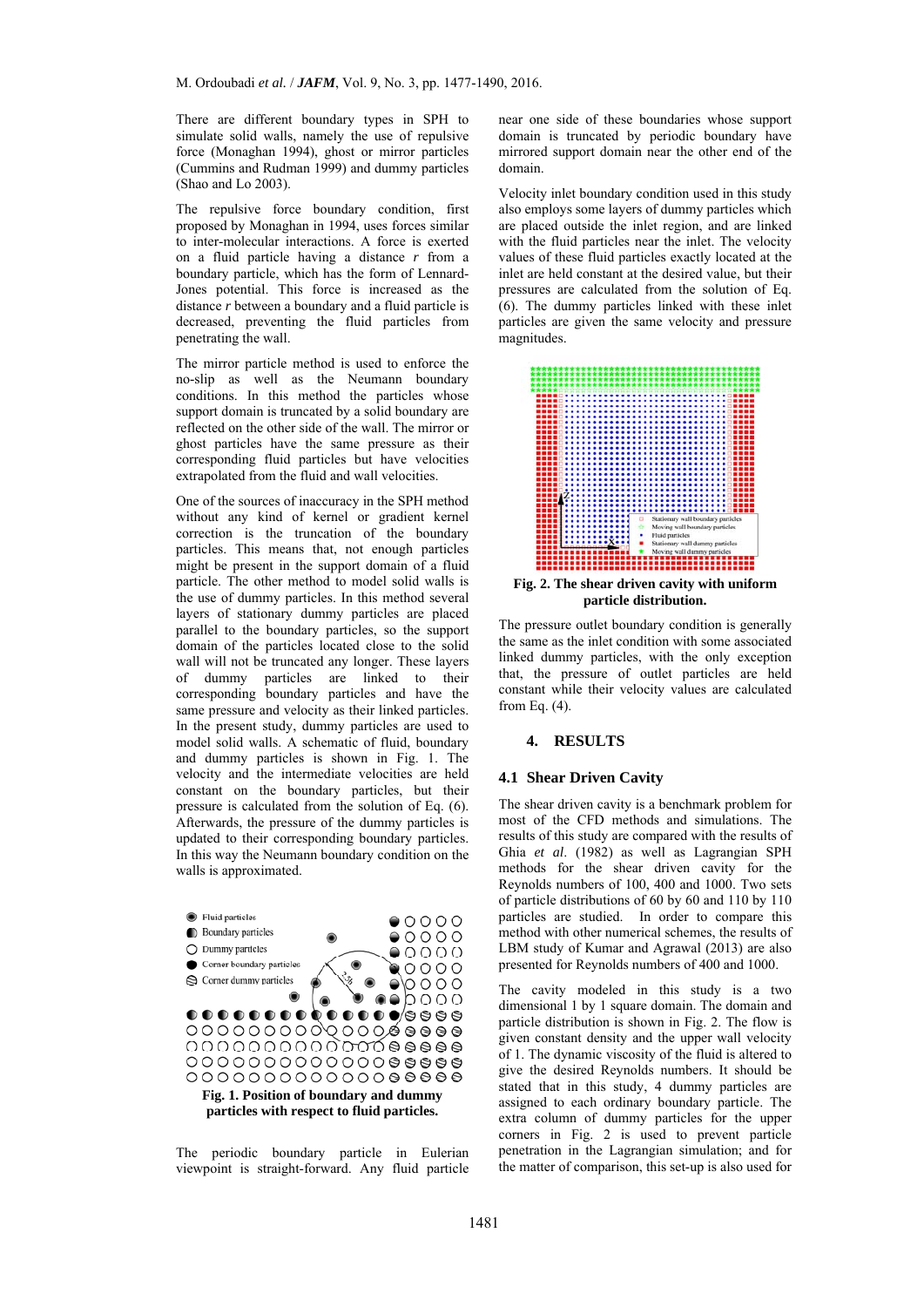There are different boundary types in SPH to simulate solid walls, namely the use of repulsive force (Monaghan 1994), ghost or mirror particles (Cummins and Rudman 1999) and dummy particles (Shao and Lo 2003).

The repulsive force boundary condition, first proposed by Monaghan in 1994, uses forces similar to inter-molecular interactions. A force is exerted on a fluid particle having a distance $r$ from a boundary particle, which has the form of Lennard-Jones potential. This force is increased as the distance $r$ between a boundary and a fluid particle is decreased, preventing the fluid particles from penetrating the wall.

The mirror particle method is used to enforce the no-slip as well as the Neumann boundary conditions. In this method the particles whose support domain is truncated by a solid boundary are reflected on the other side of the wall. The mirror or ghost particles have the same pressure as their corresponding fluid particles but have velocities extrapolated from the fluid and wall velocities.

One of the sources of inaccuracy in the SPH method without any kind of kernel or gradient kernel correction is the truncation of the boundary particles. This means that, not enough particles might be present in the support domain of a fluid particle. The other method to model solid walls is the use of dummy particles. In this method several layers of stationary dummy particles are placed parallel to the boundary particles, so the support domain of the particles located close to the solid wall will not be truncated any longer. These layers of dummy particles are linked to their corresponding boundary particles and have the same pressure and velocity as their linked particles. In the present study, dummy particles are used to model solid walls. A schematic of fluid, boundary and dummy particles is shown in Fig. 1. The velocity and the intermediate velocities are held constant on the boundary particles, but their pressure is calculated from the solution of Eq. (6). Afterwards, the pressure of the dummy particles is updated to their corresponding boundary particles. In this way the Neumann boundary condition on the walls is approximated.

Fluid particles
Boundary particles
Dummy particles
Corner boundary particles
Corner dummy particles
$2.5h$

**Fig. 1. Position of boundary and dummy particles with respect to fluid particles.**

The periodic boundary particle in Eulerian viewpoint is straight-forward. Any fluid particle near one side of these boundaries whose support domain is truncated by periodic boundary have mirrored support domain near the other end of the domain.

Velocity inlet boundary condition used in this study also employs some layers of dummy particles which are placed outside the inlet region, and are linked with the fluid particles near the inlet. The velocity values of these fluid particles exactly located at the inlet are held constant at the desired value, but their pressures are calculated from the solution of Eq. (6). The dummy particles linked with these inlet particles are given the same velocity and pressure magnitudes.

Z
X
Stationary wall boundary particles
Moving wall boundary particles
Fluid particles
Stationary wall dummy particles
Moving wall dummy particles

**Fig. 2. The shear driven cavity with uniform particle distribution.**

The pressure outlet boundary condition is generally the same as the inlet condition with some associated linked dummy particles, with the only exception that, the pressure of outlet particles are held constant while their velocity values are calculated from Eq. (4).

## 4. RESULTS

### 4.1 Shear Driven Cavity

The shear driven cavity is a benchmark problem for most of the CFD methods and simulations. The results of this study are compared with the results of Ghia *et al*. (1982) as well as Lagrangian SPH methods for the shear driven cavity for the Reynolds numbers of 100, 400 and 1000. Two sets of particle distributions of 60 by 60 and 110 by 110 particles are studied. In order to compare this method with other numerical schemes, the results of LBM study of Kumar and Agrawal (2013) are also presented for Reynolds numbers of 400 and 1000.

The cavity modeled in this study is a two dimensional 1 by 1 square domain. The domain and particle distribution is shown in Fig. 2. The flow is given constant density and the upper wall velocity of 1. The dynamic viscosity of the fluid is altered to give the desired Reynolds numbers. It should be stated that in this study, 4 dummy particles are assigned to each ordinary boundary particle. The extra column of dummy particles for the upper corners in Fig. 2 is used to prevent particle penetration in the Lagrangian simulation; and for the matter of comparison, this set-up is also used for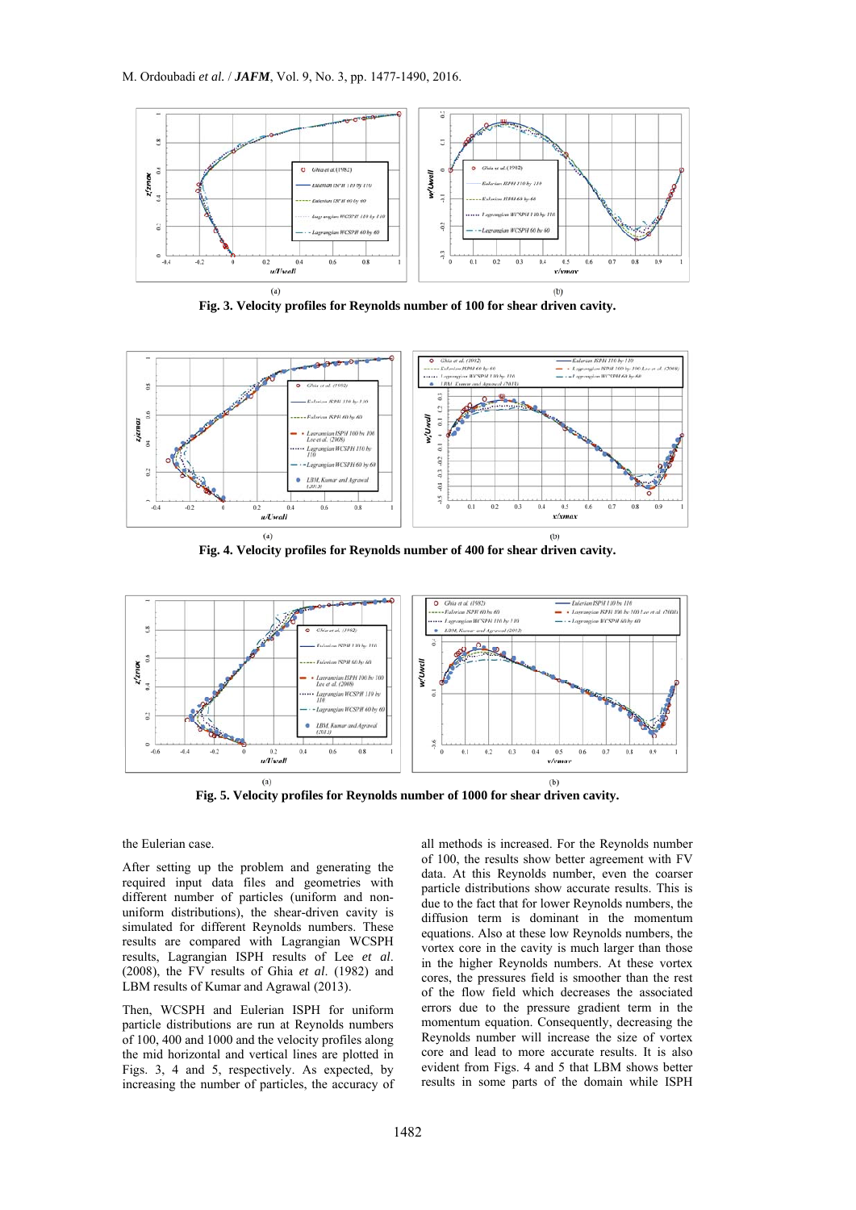(a) (b)

**Fig. 3. Velocity profiles for Reynolds number of 100 for shear driven cavity.**

(a) (b)

**Fig. 4. Velocity profiles for Reynolds number of 400 for shear driven cavity.**

(a) (b)

**Fig. 5. Velocity profiles for Reynolds number of 1000 for shear driven cavity.**

the Eulerian case.

After setting up the problem and generating the required input data files and geometries with different number of particles (uniform and non-uniform distributions), the shear-driven cavity is simulated for different Reynolds numbers. These results are compared with Lagrangian WCSPH results, Lagrangian ISPH results of Lee *et al*. (2008), the FV results of Ghia *et al*. (1982) and LBM results of Kumar and Agrawal (2013).

Then, WCSPH and Eulerian ISPH for uniform particle distributions are run at Reynolds numbers of 100, 400 and 1000 and the velocity profiles along the mid horizontal and vertical lines are plotted in Figs. 3, 4 and 5, respectively. As expected, by increasing the number of particles, the accuracy of all methods is increased. For the Reynolds number of 100, the results show better agreement with FV data. At this Reynolds number, even the coarser particle distributions show accurate results. This is due to the fact that for lower Reynolds numbers, the diffusion term is dominant in the momentum equations. Also at these low Reynolds numbers, the vortex core in the cavity is much larger than those in the higher Reynolds numbers. At these vortex cores, the pressures field is smoother than the rest of the flow field which decreases the associated errors due to the pressure gradient term in the momentum equation. Consequently, decreasing the Reynolds number will increase the size of vortex core and lead to more accurate results. It is also evident from Figs. 4 and 5 that LBM shows better results in some parts of the domain while ISPH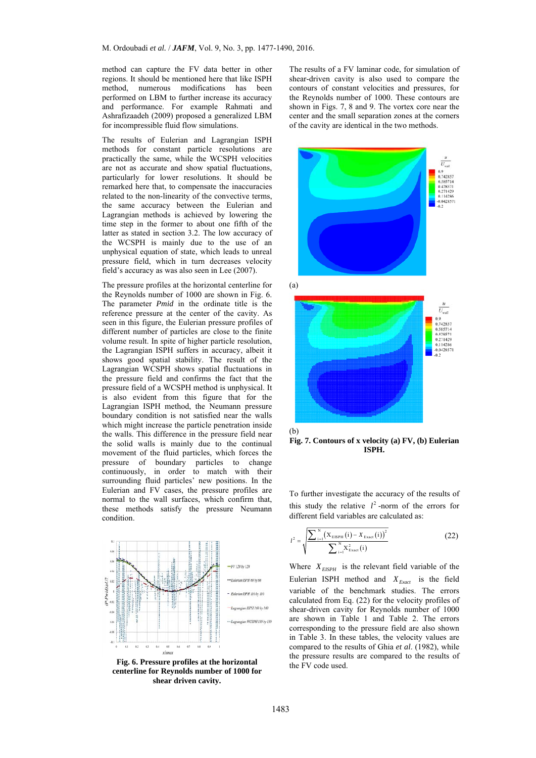method can capture the FV data better in other regions. It should be mentioned here that like ISPH method, numerous modifications has been performed on LBM to further increase its accuracy and performance. For example Rahmati and Ashrafizaadeh (2009) proposed a generalized LBM for incompressible fluid flow simulations.

The results of Eulerian and Lagrangian ISPH methods for constant particle resolutions are practically the same, while the WCSPH velocities are not as accurate and show spatial fluctuations, particularly for lower resolutions. It should be remarked here that, to compensate the inaccuracies related to the non-linearity of the convective terms, the same accuracy between the Eulerian and Lagrangian methods is achieved by lowering the time step in the former to about one fifth of the latter as stated in section 3.2. The low accuracy of the WCSPH is mainly due to the use of an unphysical equation of state, which leads to unreal pressure field, which in turn decreases velocity field's accuracy as was also seen in Lee (2007).

The pressure profiles at the horizontal centerline for the Reynolds number of 1000 are shown in Fig. 6. The parameter *Pmid* in the ordinate title is the reference pressure at the center of the cavity. As seen in this figure, the Eulerian pressure profiles of different number of particles are close to the finite volume result. In spite of higher particle resolution, the Lagrangian ISPH suffers in accuracy, albeit it shows good spatial stability. The result of the Lagrangian WCSPH shows spatial fluctuations in the pressure field and confirms the fact that the pressure field of a WCSPH method is unphysical. It is also evident from this figure that for the Lagrangian ISPH method, the Neumann pressure boundary condition is not satisfied near the walls which might increase the particle penetration inside the walls. This difference in the pressure field near the solid walls is mainly due to the continual movement of the fluid particles, which forces the pressure of boundary particles to change continuously, in order to match with their surrounding fluid particles' new positions. In the Eulerian and FV cases, the pressure profiles are normal to the wall surfaces, which confirm that, these methods satisfy the pressure Neumann condition.

(P-Pmid)/ρU²
x/xmax
FV 120 by 120
Eulerian ISPH 80 by 80
Eulerian ISPH 110 by 110
Lagrangian ISPH 160 by 160
Lagrangian WCSPH 110 by 110

**Fig. 6. Pressure profiles at the horizontal centerline for Reynolds number of 1000 for shear driven cavity.**

The results of a FV laminar code, for simulation of shear-driven cavity is also used to compare the contours of constant velocities and pressures, for the Reynolds number of 1000. These contours are shown in Figs. 7, 8 and 9. The vortex core near the center and the small separation zones at the corners of the cavity are identical in the two methods.

(a)

u/U_wall
0.9
0.742857
0.585714
0.428571
0.271429
0.114286
-0.0428571
-0.2

(b)

**Fig. 7. Contours of x velocity (a) FV, (b) Eulerian ISPH.**

To further investigate the accuracy of the results of this study the relative $l^2$-norm of the errors for different field variables are calculated as:

$$l^2 = \sqrt{\frac{\sum_{i=1}^{N}\left(X_{EISPH}(i) - X_{Exact}(i)\right)^2}{\sum_{i=1}^{N} X_{Exact}^2(i)}} \tag{22}$$

Where $X_{EISPH}$ is the relevant field variable of the Eulerian ISPH method and $X_{Exact}$ is the field variable of the benchmark studies. The errors calculated from Eq. (22) for the velocity profiles of shear-driven cavity for Reynolds number of 1000 are shown in Table 1 and Table 2. The errors corresponding to the pressure field are also shown in Table 3. In these tables, the velocity values are compared to the results of Ghia *et al*. (1982), while the pressure results are compared to the results of the FV code used.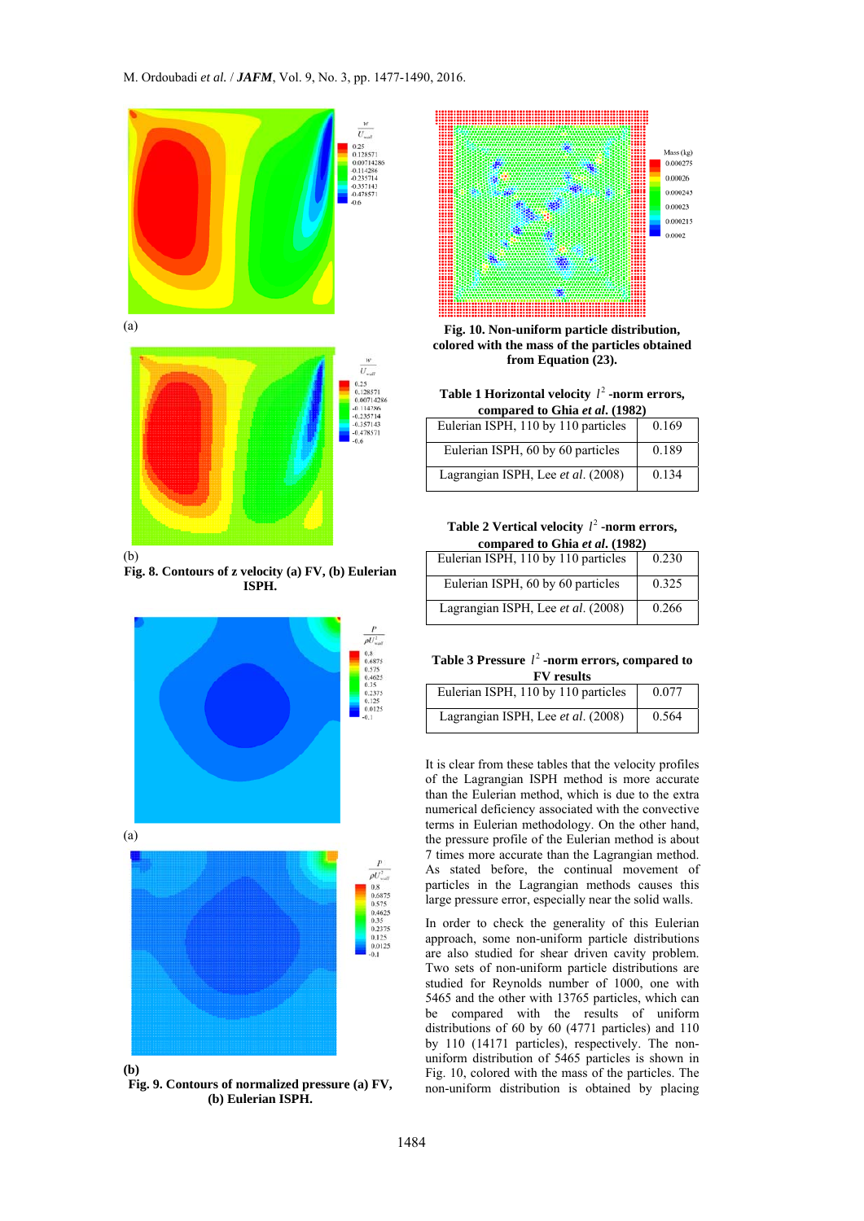(a)

(b)

**Fig. 8. Contours of z velocity (a) FV, (b) Eulerian ISPH.**

(a)

**(b)**

**Fig. 9. Contours of normalized pressure (a) FV, (b) Eulerian ISPH.**

**Fig. 10. Non-uniform particle distribution, colored with the mass of the particles obtained from Equation (23).**

**Table 1 Horizontal velocity $l^2$-norm errors, compared to Ghia *et al.* (1982)**

| | |
|---|---|
| Eulerian ISPH, 110 by 110 particles | 0.169 |
| Eulerian ISPH, 60 by 60 particles | 0.189 |
| Lagrangian ISPH, Lee *et al*. (2008) | 0.134 |

**Table 2 Vertical velocity $l^2$-norm errors, compared to Ghia *et al.* (1982)**

| | |
|---|---|
| Eulerian ISPH, 110 by 110 particles | 0.230 |
| Eulerian ISPH, 60 by 60 particles | 0.325 |
| Lagrangian ISPH, Lee *et al*. (2008) | 0.266 |

**Table 3 Pressure $l^2$-norm errors, compared to FV results**

| | |
|---|---|
| Eulerian ISPH, 110 by 110 particles | 0.077 |
| Lagrangian ISPH, Lee *et al*. (2008) | 0.564 |

It is clear from these tables that the velocity profiles of the Lagrangian ISPH method is more accurate than the Eulerian method, which is due to the extra numerical deficiency associated with the convective terms in Eulerian methodology. On the other hand, the pressure profile of the Eulerian method is about 7 times more accurate than the Lagrangian method. As stated before, the continual movement of particles in the Lagrangian methods causes this large pressure error, especially near the solid walls.

In order to check the generality of this Eulerian approach, some non-uniform particle distributions are also studied for shear driven cavity problem. Two sets of non-uniform particle distributions are studied for Reynolds number of 1000, one with 5465 and the other with 13765 particles, which can be compared with the results of uniform distributions of 60 by 60 (4771 particles) and 110 by 110 (14171 particles), respectively. The non-uniform distribution of 5465 particles is shown in Fig. 10, colored with the mass of the particles. The non-uniform distribution is obtained by placing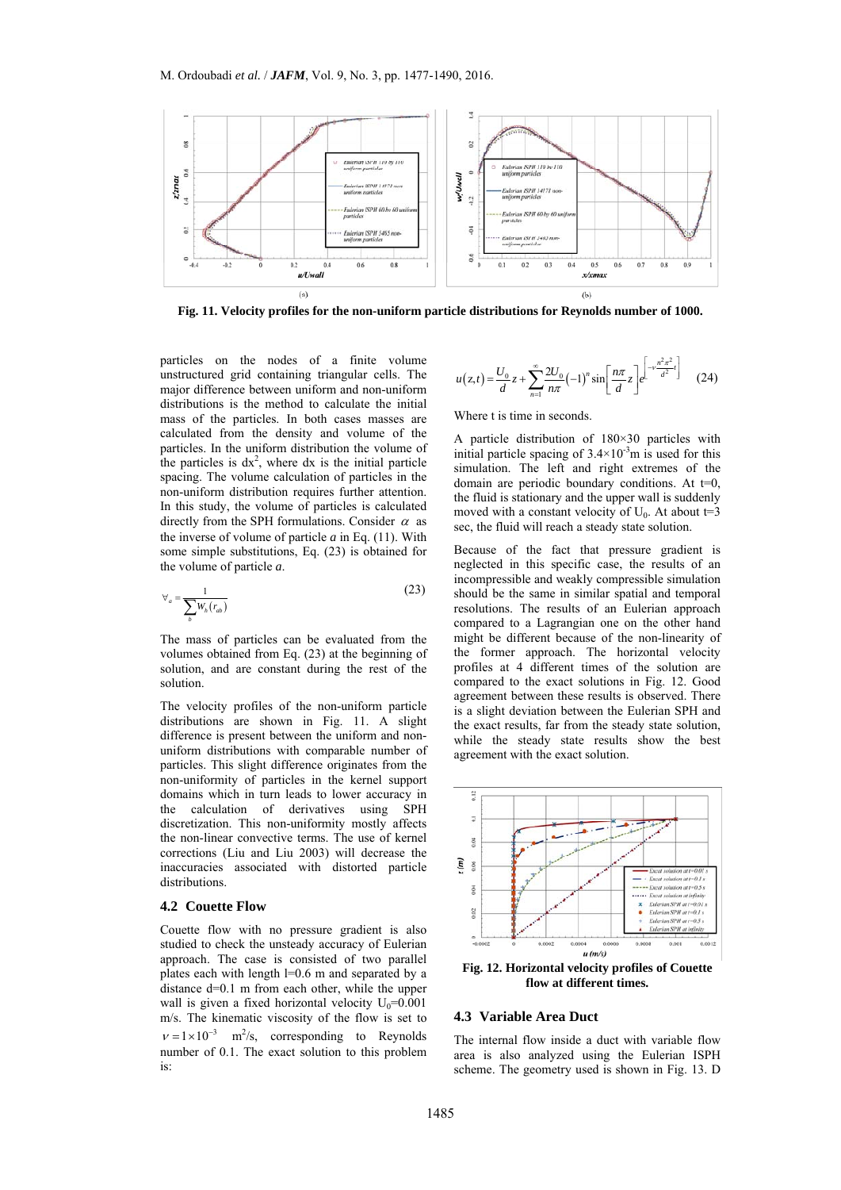(a)

z/zmax

u/Uwall

Eulerian ISPH 110 by 110 uniform particles

Eulerian ISPH 14171 non-uniform particles

Eulerian ISPH 60 by 60 uniform particles

Eulerian ISPH 5465 non-uniform particles

(b)

w/Uwall

x/xmax

Eulerian ISPH 110 by 110 uniform particles

Eulerian ISPH 14171 non-uniform particles

Eulerian ISPH 60 by 60 uniform particles

Eulerian ISPH 5465 non-uniform particles

**Fig. 11. Velocity profiles for the non-uniform particle distributions for Reynolds number of 1000.**

particles on the nodes of a finite volume unstructured grid containing triangular cells. The major difference between uniform and non-uniform distributions is the method to calculate the initial mass of the particles. In both cases masses are calculated from the density and volume of the particles. In the uniform distribution the volume of the particles is $dx^2$, where dx is the initial particle spacing. The volume calculation of particles in the non-uniform distribution requires further attention. In this study, the volume of particles is calculated directly from the SPH formulations. Consider $\alpha$ as the inverse of volume of particle *a* in Eq. (11). With some simple substitutions, Eq. (23) is obtained for the volume of particle *a*.

$$\forall_a = \frac{1}{\sum_b W_h(r_{ab})} \tag{23}$$

The mass of particles can be evaluated from the volumes obtained from Eq. (23) at the beginning of solution, and are constant during the rest of the solution.

The velocity profiles of the non-uniform particle distributions are shown in Fig. 11. A slight difference is present between the uniform and non-uniform distributions with comparable number of particles. This slight difference originates from the non-uniformity of particles in the kernel support domains which in turn leads to lower accuracy in the calculation of derivatives using SPH discretization. This non-uniformity mostly affects the non-linear convective terms. The use of kernel corrections (Liu and Liu 2003) will decrease the inaccuracies associated with distorted particle distributions.

### 4.2 Couette Flow

Couette flow with no pressure gradient is also studied to check the unsteady accuracy of Eulerian approach. The case is consisted of two parallel plates each with length l=0.6 m and separated by a distance d=0.1 m from each other, while the upper wall is given a fixed horizontal velocity $U_0$=0.001 m/s. The kinematic viscosity of the flow is set to $\nu = 1\times10^{-3}$ m$^2$/s, corresponding to Reynolds number of 0.1. The exact solution to this problem is:

$$u(z,t) = \frac{U_0}{d}z + \sum_{n=1}^{\infty}\frac{2U_0}{n\pi}(-1)^n \sin\left[\frac{n\pi}{d}z\right]e^{\left[-\nu\frac{n^2\pi^2}{d^2}t\right]} \tag{24}$$

Where t is time in seconds.

A particle distribution of 180×30 particles with initial particle spacing of $3.4\times10^{-3}$m is used for this simulation. The left and right extremes of the domain are periodic boundary conditions. At t=0, the fluid is stationary and the upper wall is suddenly moved with a constant velocity of $U_0$. At about t=3 sec, the fluid will reach a steady state solution.

Because of the fact that pressure gradient is neglected in this specific case, the results of an incompressible and weakly compressible simulation should be the same in similar spatial and temporal resolutions. The results of an Eulerian approach compared to a Lagrangian one on the other hand might be different because of the non-linearity of the former approach. The horizontal velocity profiles at 4 different times of the solution are compared to the exact solutions in Fig. 12. Good agreement between these results is observed. There is a slight deviation between the Eulerian SPH and the exact results, far from the steady state solution, while the steady state results show the best agreement with the exact solution.

z (m)

u (m/s)

Exact solution at t=0.01 s

Exact solution at t=0.1 s

Exact solution at t=0.5 s

Exact solution at infinity

Eulerian SPH at t=0.01 s

Eulerian SPH at t=0.1 s

Eulerian SPH at t=0.5 s

Eulerian SPH at infinity

**Fig. 12. Horizontal velocity profiles of Couette flow at different times.**

### 4.3 Variable Area Duct

The internal flow inside a duct with variable flow area is also analyzed using the Eulerian ISPH scheme. The geometry used is shown in Fig. 13. D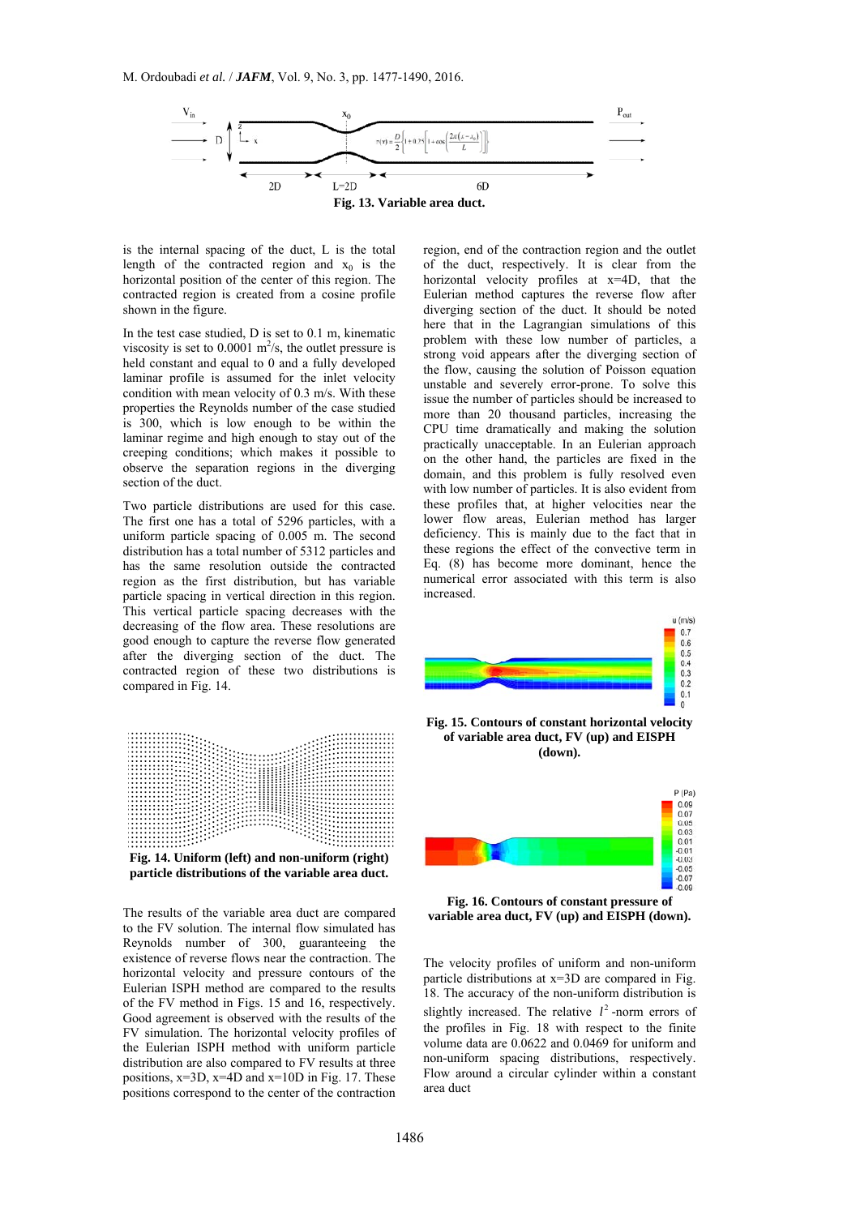V_in

P_out

D

z

x

$x_0$

$r(x) = \frac{D}{2}\left\{1+0.25\left[1+\cos\left(\frac{2\pi(x-x_0)}{L}\right)\right]\right\}$

2D

L=2D

6D

**Fig. 13. Variable area duct.**

is the internal spacing of the duct, L is the total length of the contracted region and $x_0$ is the horizontal position of the center of this region. The contracted region is created from a cosine profile shown in the figure.

In the test case studied, D is set to 0.1 m, kinematic viscosity is set to 0.0001 $m^2/s$, the outlet pressure is held constant and equal to 0 and a fully developed laminar profile is assumed for the inlet velocity condition with mean velocity of 0.3 m/s. With these properties the Reynolds number of the case studied is 300, which is low enough to be within the laminar regime and high enough to stay out of the creeping conditions; which makes it possible to observe the separation regions in the diverging section of the duct.

Two particle distributions are used for this case. The first one has a total of 5296 particles, with a uniform particle spacing of 0.005 m. The second distribution has a total number of 5312 particles and has the same resolution outside the contracted region as the first distribution, but has variable particle spacing in vertical direction in this region. This vertical particle spacing decreases with the decreasing of the flow area. These resolutions are good enough to capture the reverse flow generated after the diverging section of the duct. The contracted region of these two distributions is compared in Fig. 14.

**Fig. 14. Uniform (left) and non-uniform (right) particle distributions of the variable area duct.**

The results of the variable area duct are compared to the FV solution. The internal flow simulated has Reynolds number of 300, guaranteeing the existence of reverse flows near the contraction. The horizontal velocity and pressure contours of the Eulerian ISPH method are compared to the results of the FV method in Figs. 15 and 16, respectively. Good agreement is observed with the results of the FV simulation. The horizontal velocity profiles of the Eulerian ISPH method with uniform particle distribution are also compared to FV results at three positions, x=3D, x=4D and x=10D in Fig. 17. These positions correspond to the center of the contraction region, end of the contraction region and the outlet of the duct, respectively. It is clear from the horizontal velocity profiles at x=4D, that the Eulerian method captures the reverse flow after diverging section of the duct. It should be noted here that in the Lagrangian simulations of this problem with these low number of particles, a strong void appears after the diverging section of the flow, causing the solution of Poisson equation unstable and severely error-prone. To solve this issue the number of particles should be increased to more than 20 thousand particles, increasing the CPU time dramatically and making the solution practically unacceptable. In an Eulerian approach on the other hand, the particles are fixed in the domain, and this problem is fully resolved even with low number of particles. It is also evident from these profiles that, at higher velocities near the lower flow areas, Eulerian method has larger deficiency. This is mainly due to the fact that in these regions the effect of the convective term in Eq. (8) has become more dominant, hence the numerical error associated with this term is also increased.

u (m/s)
0.7
0.6
0.5
0.4
0.3
0.2
0.1
0

**Fig. 15. Contours of constant horizontal velocity of variable area duct, FV (up) and EISPH (down).**

P (Pa)
0.09
0.07
0.05
0.03
0.01
-0.01
-0.03
-0.05
-0.07
-0.09

**Fig. 16. Contours of constant pressure of variable area duct, FV (up) and EISPH (down).**

The velocity profiles of uniform and non-uniform particle distributions at x=3D are compared in Fig. 18. The accuracy of the non-uniform distribution is slightly increased. The relative $l^2$-norm errors of the profiles in Fig. 18 with respect to the finite volume data are 0.0622 and 0.0469 for uniform and non-uniform spacing distributions, respectively. Flow around a circular cylinder within a constant area duct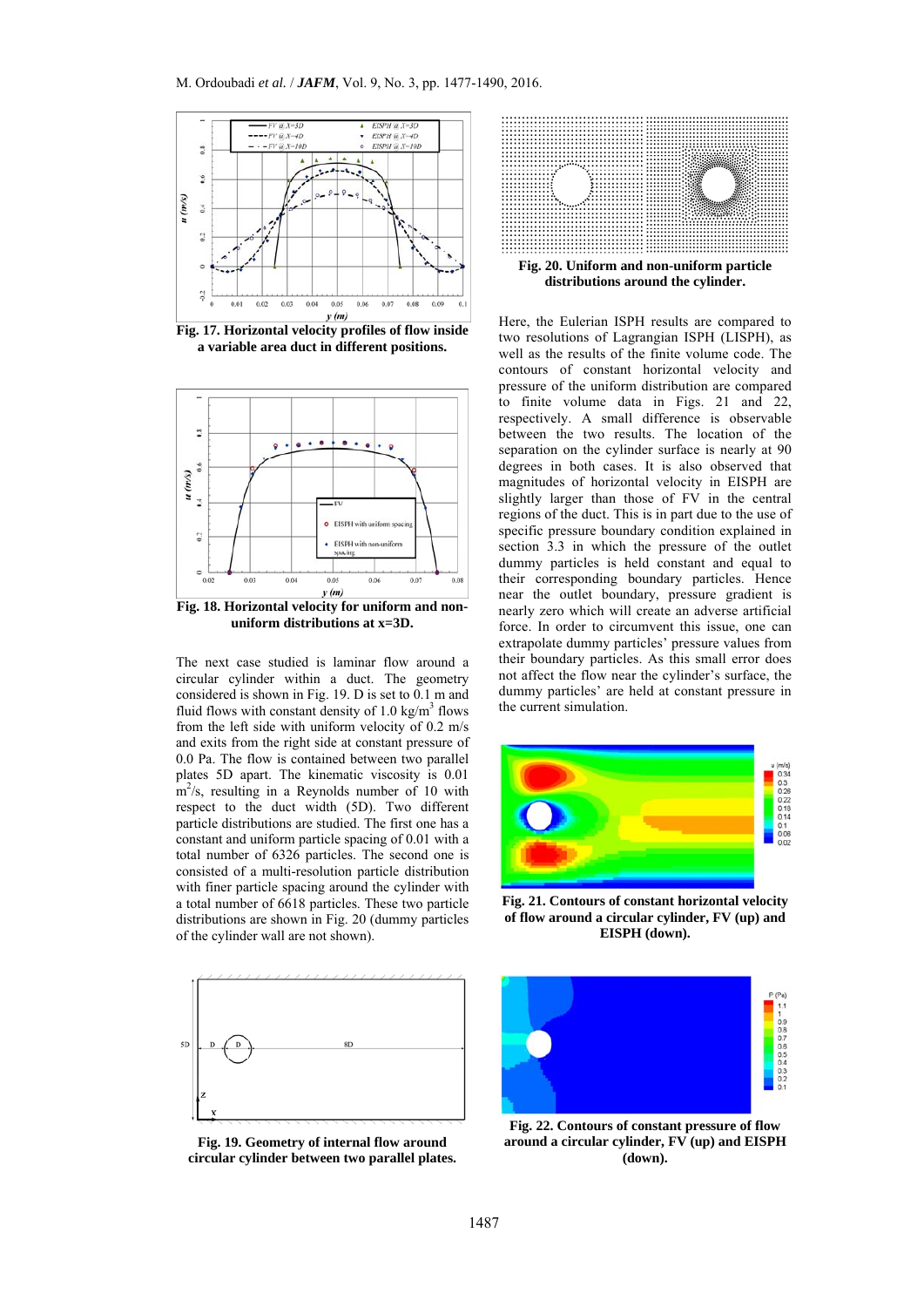— FV @ X=3D
--- FV @ X=4D
-·- FV @ X=10D
▲ EISPH @ X=3D
♦ EISPH @ X=4D
○ EISPH @ X=10D

u (m/s)

y (m)

Fig. 17. Horizontal velocity profiles of flow inside a variable area duct in different positions.

u (m/s)

y (m)

— FV
○ EISPH with uniform spacing
♦ EISPH with non-uniform spacing

Fig. 18. Horizontal velocity for uniform and non-uniform distributions at x=3D.

The next case studied is laminar flow around a circular cylinder within a duct. The geometry considered is shown in Fig. 19. D is set to 0.1 m and fluid flows with constant density of 1.0 kg/m$^3$ flows from the left side with uniform velocity of 0.2 m/s and exits from the right side at constant pressure of 0.0 Pa. The flow is contained between two parallel plates 5D apart. The kinematic viscosity is 0.01 m$^2$/s, resulting in a Reynolds number of 10 with respect to the duct width (5D). Two different particle distributions are studied. The first one has a constant and uniform particle spacing of 0.01 with a total number of 6326 particles. The second one is consisted of a multi-resolution particle distribution with finer particle spacing around the cylinder with a total number of 6618 particles. These two particle distributions are shown in Fig. 20 (dummy particles of the cylinder wall are not shown).

5D
D
D
8D
Z
X

Fig. 19. Geometry of internal flow around circular cylinder between two parallel plates.

Fig. 20. Uniform and non-uniform particle distributions around the cylinder.

Here, the Eulerian ISPH results are compared to two resolutions of Lagrangian ISPH (LISPH), as well as the results of the finite volume code. The contours of constant horizontal velocity and pressure of the uniform distribution are compared to finite volume data in Figs. 21 and 22, respectively. A small difference is observable between the two results. The location of the separation on the cylinder surface is nearly at 90 degrees in both cases. It is also observed that magnitudes of horizontal velocity in EISPH are slightly larger than those of FV in the central regions of the duct. This is in part due to the use of specific pressure boundary condition explained in section 3.3 in which the pressure of the outlet dummy particles is held constant and equal to their corresponding boundary particles. Hence near the outlet boundary, pressure gradient is nearly zero which will create an adverse artificial force. In order to circumvent this issue, one can extrapolate dummy particles' pressure values from their boundary particles. As this small error does not affect the flow near the cylinder's surface, the dummy particles' are held at constant pressure in the current simulation.

u (m/s)

Fig. 21. Contours of constant horizontal velocity of flow around a circular cylinder, FV (up) and EISPH (down).

P (Pa)

Fig. 22. Contours of constant pressure of flow around a circular cylinder, FV (up) and EISPH (down).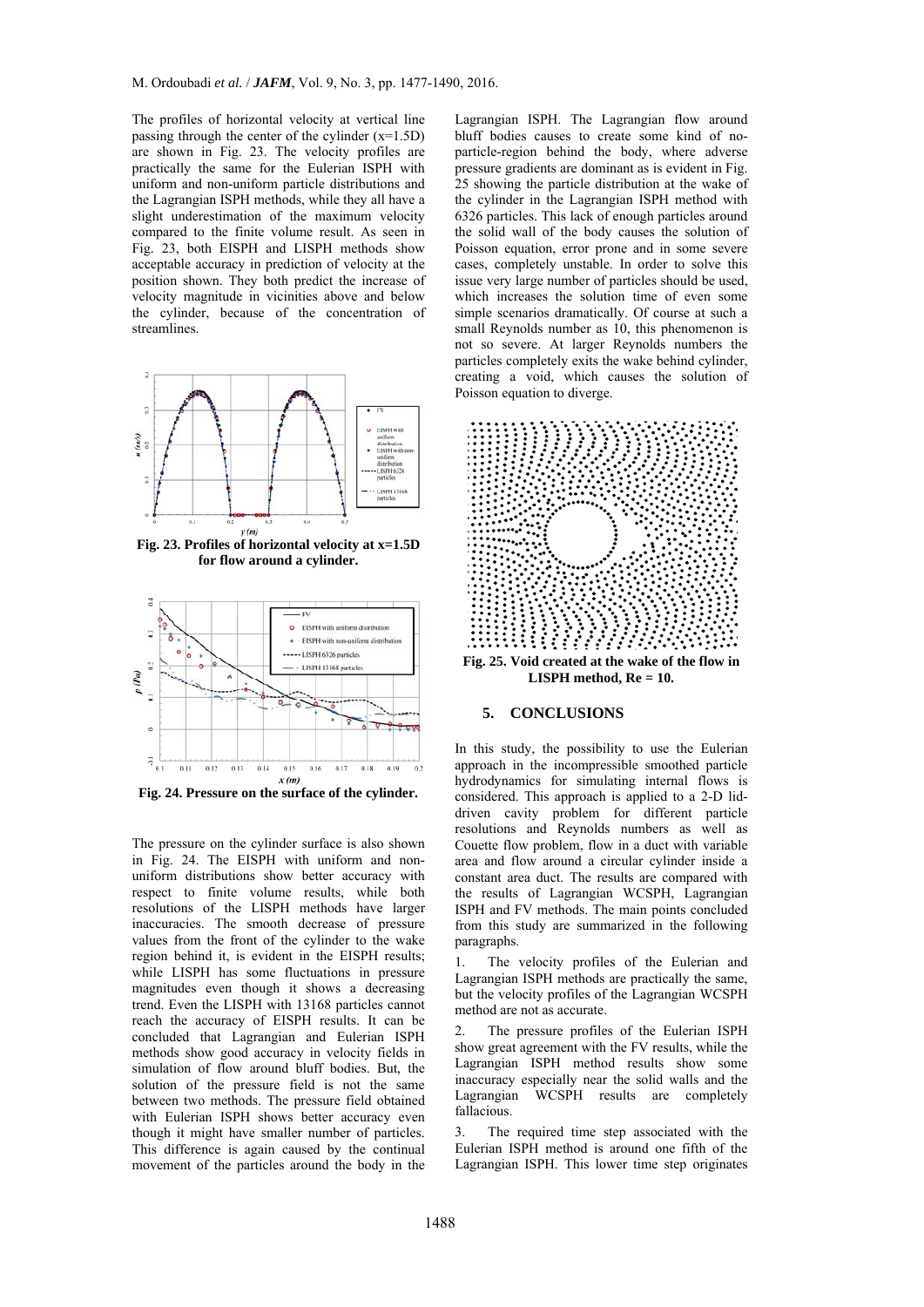The profiles of horizontal velocity at vertical line passing through the center of the cylinder (x=1.5D) are shown in Fig. 23. The velocity profiles are practically the same for the Eulerian ISPH with uniform and non-uniform particle distributions and the Lagrangian ISPH methods, while they all have a slight underestimation of the maximum velocity compared to the finite volume result. As seen in Fig. 23, both EISPH and LISPH methods show acceptable accuracy in prediction of velocity at the position shown. They both predict the increase of velocity magnitude in vicinities above and below the cylinder, because of the concentration of streamlines.

FV
EISPH with uniform distribution
EISPH with non-uniform distribution
LISPH 6326 particles
LISPH 13168 particles

u (m/s)
y (m)

**Fig. 23. Profiles of horizontal velocity at x=1.5D for flow around a cylinder.**

FV
EISPH with uniform distribution
EISPH with non-uniform distribution
LISPH 6326 particles
LISPH 13168 particles

p (Pa)
x (m)

**Fig. 24. Pressure on the surface of the cylinder.**

The pressure on the cylinder surface is also shown in Fig. 24. The EISPH with uniform and non-uniform distributions show better accuracy with respect to finite volume results, while both resolutions of the LISPH methods have larger inaccuracies. The smooth decrease of pressure values from the front of the cylinder to the wake region behind it, is evident in the EISPH results; while LISPH has some fluctuations in pressure magnitudes even though it shows a decreasing trend. Even the LISPH with 13168 particles cannot reach the accuracy of EISPH results. It can be concluded that Lagrangian and Eulerian ISPH methods show good accuracy in velocity fields in simulation of flow around bluff bodies. But, the solution of the pressure field is not the same between two methods. The pressure field obtained with Eulerian ISPH shows better accuracy even though it might have smaller number of particles. This difference is again caused by the continual movement of the particles around the body in the Lagrangian ISPH. The Lagrangian flow around bluff bodies causes to create some kind of no-particle-region behind the body, where adverse pressure gradients are dominant as is evident in Fig. 25 showing the particle distribution at the wake of the cylinder in the Lagrangian ISPH method with 6326 particles. This lack of enough particles around the solid wall of the body causes the solution of Poisson equation, error prone and in some severe cases, completely unstable. In order to solve this issue very large number of particles should be used, which increases the solution time of even some simple scenarios dramatically. Of course at such a small Reynolds number as 10, this phenomenon is not so severe. At larger Reynolds numbers the particles completely exits the wake behind cylinder, creating a void, which causes the solution of Poisson equation to diverge.

**Fig. 25. Void created at the wake of the flow in LISPH method, Re = 10.**

## 5. CONCLUSIONS

In this study, the possibility to use the Eulerian approach in the incompressible smoothed particle hydrodynamics for simulating internal flows is considered. This approach is applied to a 2-D lid-driven cavity problem for different particle resolutions and Reynolds numbers as well as Couette flow problem, flow in a duct with variable area and flow around a circular cylinder inside a constant area duct. The results are compared with the results of Lagrangian WCSPH, Lagrangian ISPH and FV methods. The main points concluded from this study are summarized in the following paragraphs.

1. The velocity profiles of the Eulerian and Lagrangian ISPH methods are practically the same, but the velocity profiles of the Lagrangian WCSPH method are not as accurate.

2. The pressure profiles of the Eulerian ISPH show great agreement with the FV results, while the Lagrangian ISPH method results show some inaccuracy especially near the solid walls and the Lagrangian WCSPH results are completely fallacious.

3. The required time step associated with the Eulerian ISPH method is around one fifth of the Lagrangian ISPH. This lower time step originates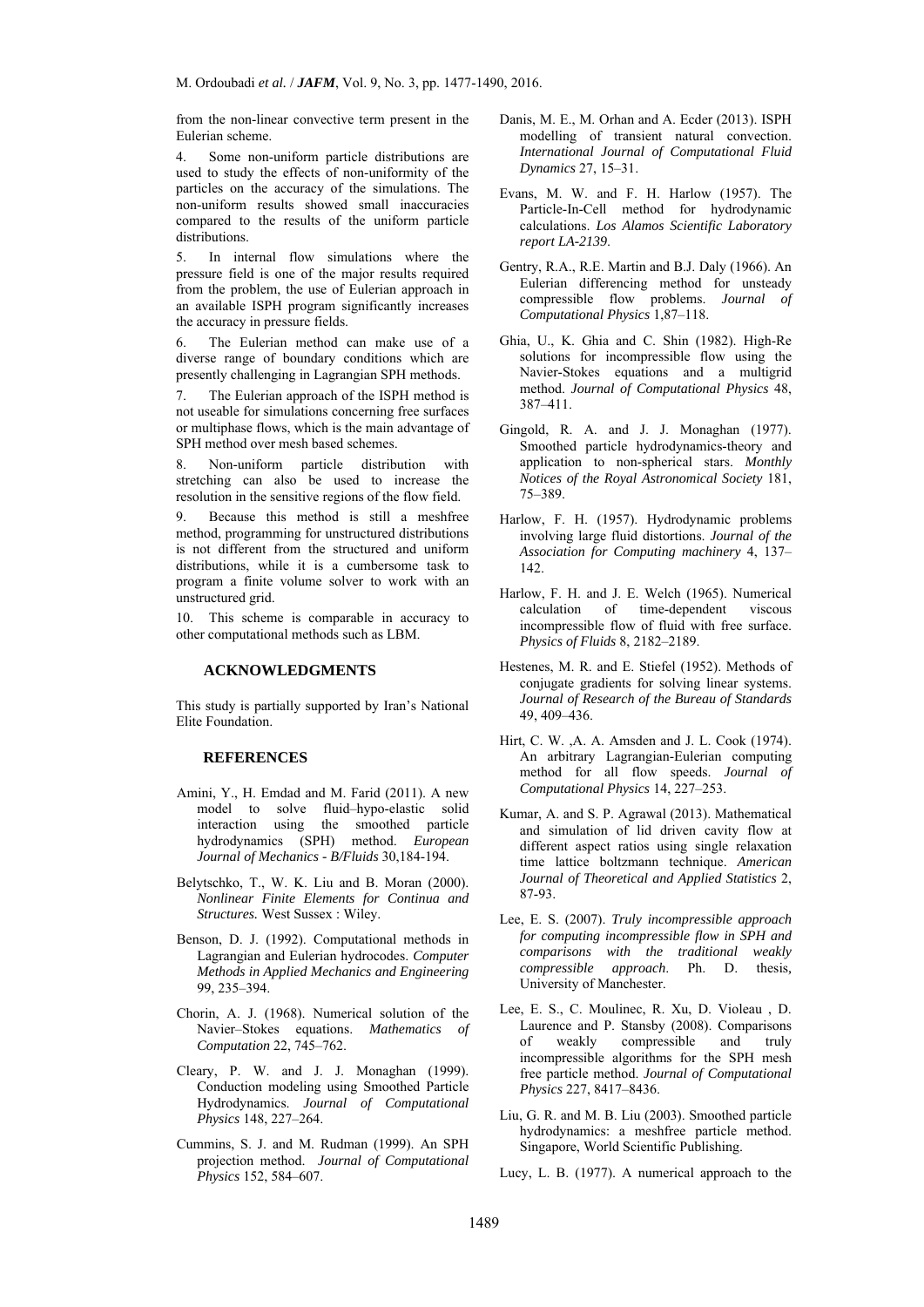from the non-linear convective term present in the Eulerian scheme.

4. Some non-uniform particle distributions are used to study the effects of non-uniformity of the particles on the accuracy of the simulations. The non-uniform results showed small inaccuracies compared to the results of the uniform particle distributions.

5. In internal flow simulations where the pressure field is one of the major results required from the problem, the use of Eulerian approach in an available ISPH program significantly increases the accuracy in pressure fields.

6. The Eulerian method can make use of a diverse range of boundary conditions which are presently challenging in Lagrangian SPH methods.

7. The Eulerian approach of the ISPH method is not useable for simulations concerning free surfaces or multiphase flows, which is the main advantage of SPH method over mesh based schemes.

8. Non-uniform particle distribution with stretching can also be used to increase the resolution in the sensitive regions of the flow field.

9. Because this method is still a meshfree method, programming for unstructured distributions is not different from the structured and uniform distributions, while it is a cumbersome task to program a finite volume solver to work with an unstructured grid.

10. This scheme is comparable in accuracy to other computational methods such as LBM.

## ACKNOWLEDGMENTS

This study is partially supported by Iran's National Elite Foundation.

## REFERENCES

Amini, Y., H. Emdad and M. Farid (2011). A new model to solve fluid–hypo-elastic solid interaction using the smoothed particle hydrodynamics (SPH) method. *European Journal of Mechanics - B/Fluids* 30,184-194.

Belytschko, T., W. K. Liu and B. Moran (2000). *Nonlinear Finite Elements for Continua and Structures.* West Sussex : Wiley.

Benson, D. J. (1992). Computational methods in Lagrangian and Eulerian hydrocodes. *Computer Methods in Applied Mechanics and Engineering* 99, 235–394.

Chorin, A. J. (1968). Numerical solution of the Navier–Stokes equations. *Mathematics of Computation* 22, 745–762.

Cleary, P. W. and J. J. Monaghan (1999). Conduction modeling using Smoothed Particle Hydrodynamics. *Journal of Computational Physics* 148, 227–264.

Cummins, S. J. and M. Rudman (1999). An SPH projection method. *Journal of Computational Physics* 152, 584–607.

Danis, M. E., M. Orhan and A. Ecder (2013). ISPH modelling of transient natural convection. *International Journal of Computational Fluid Dynamics* 27, 15–31.

Evans, M. W. and F. H. Harlow (1957). The Particle-In-Cell method for hydrodynamic calculations. *Los Alamos Scientific Laboratory report LA-2139.*

Gentry, R.A., R.E. Martin and B.J. Daly (1966). An Eulerian differencing method for unsteady compressible flow problems. *Journal of Computational Physics* 1,87–118.

Ghia, U., K. Ghia and C. Shin (1982). High-Re solutions for incompressible flow using the Navier-Stokes equations and a multigrid method. *Journal of Computational Physics* 48, 387–411.

Gingold, R. A. and J. J. Monaghan (1977). Smoothed particle hydrodynamics-theory and application to non-spherical stars. *Monthly Notices of the Royal Astronomical Society* 181, 75–389.

Harlow, F. H. (1957). Hydrodynamic problems involving large fluid distortions. *Journal of the Association for Computing machinery* 4, 137–142.

Harlow, F. H. and J. E. Welch (1965). Numerical calculation of time-dependent viscous incompressible flow of fluid with free surface. *Physics of Fluids* 8, 2182–2189.

Hestenes, M. R. and E. Stiefel (1952). Methods of conjugate gradients for solving linear systems. *Journal of Research of the Bureau of Standards* 49, 409–436.

Hirt, C. W. ,A. A. Amsden and J. L. Cook (1974). An arbitrary Lagrangian-Eulerian computing method for all flow speeds. *Journal of Computational Physics* 14, 227–253.

Kumar, A. and S. P. Agrawal (2013). Mathematical and simulation of lid driven cavity flow at different aspect ratios using single relaxation time lattice boltzmann technique. *American Journal of Theoretical and Applied Statistics* 2, 87-93.

Lee, E. S. (2007). *Truly incompressible approach for computing incompressible flow in SPH and comparisons with the traditional weakly compressible approach*. Ph. D. thesis, University of Manchester.

Lee, E. S., C. Moulinec, R. Xu, D. Violeau , D. Laurence and P. Stansby (2008). Comparisons of weakly compressible and truly incompressible algorithms for the SPH mesh free particle method. *Journal of Computational Physics* 227, 8417–8436.

Liu, G. R. and M. B. Liu (2003). Smoothed particle hydrodynamics: a meshfree particle method. Singapore, World Scientific Publishing.

Lucy, L. B. (1977). A numerical approach to the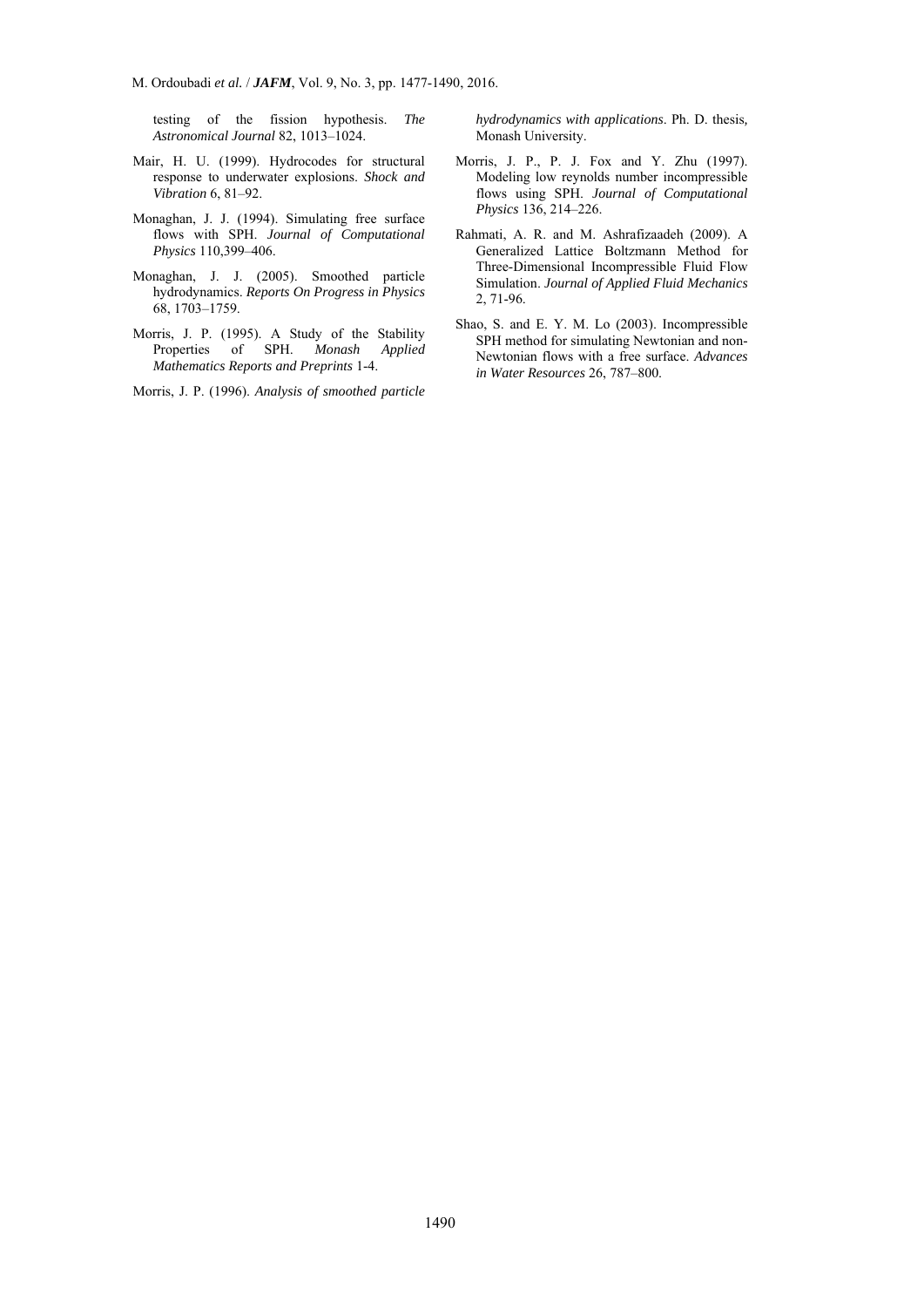testing of the fission hypothesis. *The Astronomical Journal* 82, 1013–1024.

Mair, H. U. (1999). Hydrocodes for structural response to underwater explosions. *Shock and Vibration* 6, 81–92.

Monaghan, J. J. (1994). Simulating free surface flows with SPH. *Journal of Computational Physics* 110,399–406.

Monaghan, J. J. (2005). Smoothed particle hydrodynamics. *Reports On Progress in Physics* 68, 1703–1759.

Morris, J. P. (1995). A Study of the Stability Properties of SPH. *Monash Applied Mathematics Reports and Preprints* 1-4.

Morris, J. P. (1996). *Analysis of smoothed particle hydrodynamics with applications*. Ph. D. thesis, Monash University.

Morris, J. P., P. J. Fox and Y. Zhu (1997). Modeling low reynolds number incompressible flows using SPH. *Journal of Computational Physics* 136, 214–226.

Rahmati, A. R. and M. Ashrafizaadeh (2009). A Generalized Lattice Boltzmann Method for Three-Dimensional Incompressible Fluid Flow Simulation. *Journal of Applied Fluid Mechanics* 2, 71-96.

Shao, S. and E. Y. M. Lo (2003). Incompressible SPH method for simulating Newtonian and non-Newtonian flows with a free surface. *Advances in Water Resources* 26, 787–800.